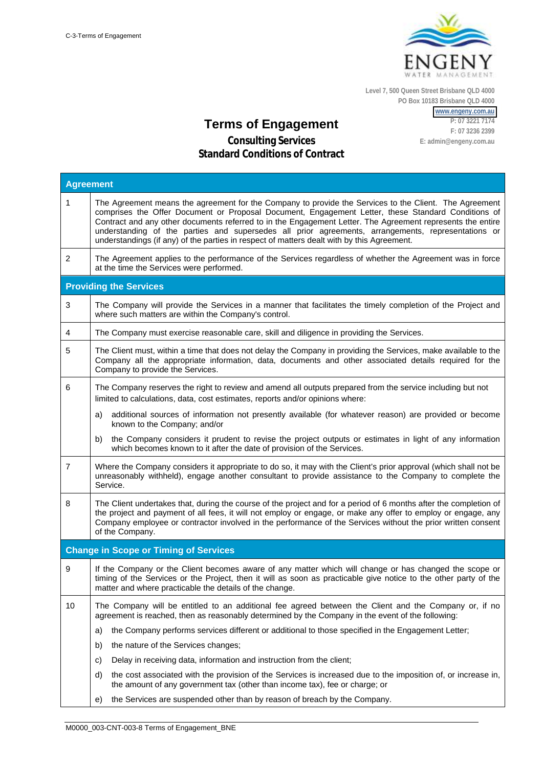C-3-Terms of Engagement

ENGENY WATER MANAGEMENT

Level 7, 500 Queen Street Brisbane QLD 4000
PO Box 10183 Brisbane QLD 4000
www.engeny.com.au
P: 07 3221 7174
F: 07 3236 2399
E: admin@engeny.com.au

# Terms of Engagement

## Consulting Services
## Standard Conditions of Contract

| Agreement | |
|---|---|
| 1 | The Agreement means the agreement for the Company to provide the Services to the Client. The Agreement comprises the Offer Document or Proposal Document, Engagement Letter, these Standard Conditions of Contract and any other documents referred to in the Engagement Letter. The Agreement represents the entire understanding of the parties and supersedes all prior agreements, arrangements, representations or understandings (if any) of the parties in respect of matters dealt with by this Agreement. |
| 2 | The Agreement applies to the performance of the Services regardless of whether the Agreement was in force at the time the Services were performed. |
| **Providing the Services** | |
| 3 | The Company will provide the Services in a manner that facilitates the timely completion of the Project and where such matters are within the Company's control. |
| 4 | The Company must exercise reasonable care, skill and diligence in providing the Services. |
| 5 | The Client must, within a time that does not delay the Company in providing the Services, make available to the Company all the appropriate information, data, documents and other associated details required for the Company to provide the Services. |
| 6 | The Company reserves the right to review and amend all outputs prepared from the service including but not limited to calculations, data, cost estimates, reports and/or opinions where:<br>a) additional sources of information not presently available (for whatever reason) are provided or become known to the Company; and/or<br>b) the Company considers it prudent to revise the project outputs or estimates in light of any information which becomes known to it after the date of provision of the Services. |
| 7 | Where the Company considers it appropriate to do so, it may with the Client's prior approval (which shall not be unreasonably withheld), engage another consultant to provide assistance to the Company to complete the Service. |
| 8 | The Client undertakes that, during the course of the project and for a period of 6 months after the completion of the project and payment of all fees, it will not employ or engage, or make any offer to employ or engage, any Company employee or contractor involved in the performance of the Services without the prior written consent of the Company. |
| **Change in Scope or Timing of Services** | |
| 9 | If the Company or the Client becomes aware of any matter which will change or has changed the scope or timing of the Services or the Project, then it will as soon as practicable give notice to the other party of the matter and where practicable the details of the change. |
| 10 | The Company will be entitled to an additional fee agreed between the Client and the Company or, if no agreement is reached, then as reasonably determined by the Company in the event of the following:<br>a) the Company performs services different or additional to those specified in the Engagement Letter;<br>b) the nature of the Services changes;<br>c) Delay in receiving data, information and instruction from the client;<br>d) the cost associated with the provision of the Services is increased due to the imposition of, or increase in, the amount of any government tax (other than income tax), fee or charge; or<br>e) the Services are suspended other than by reason of breach by the Company. |

M0000_003-CNT-003-8 Terms of Engagement_BNE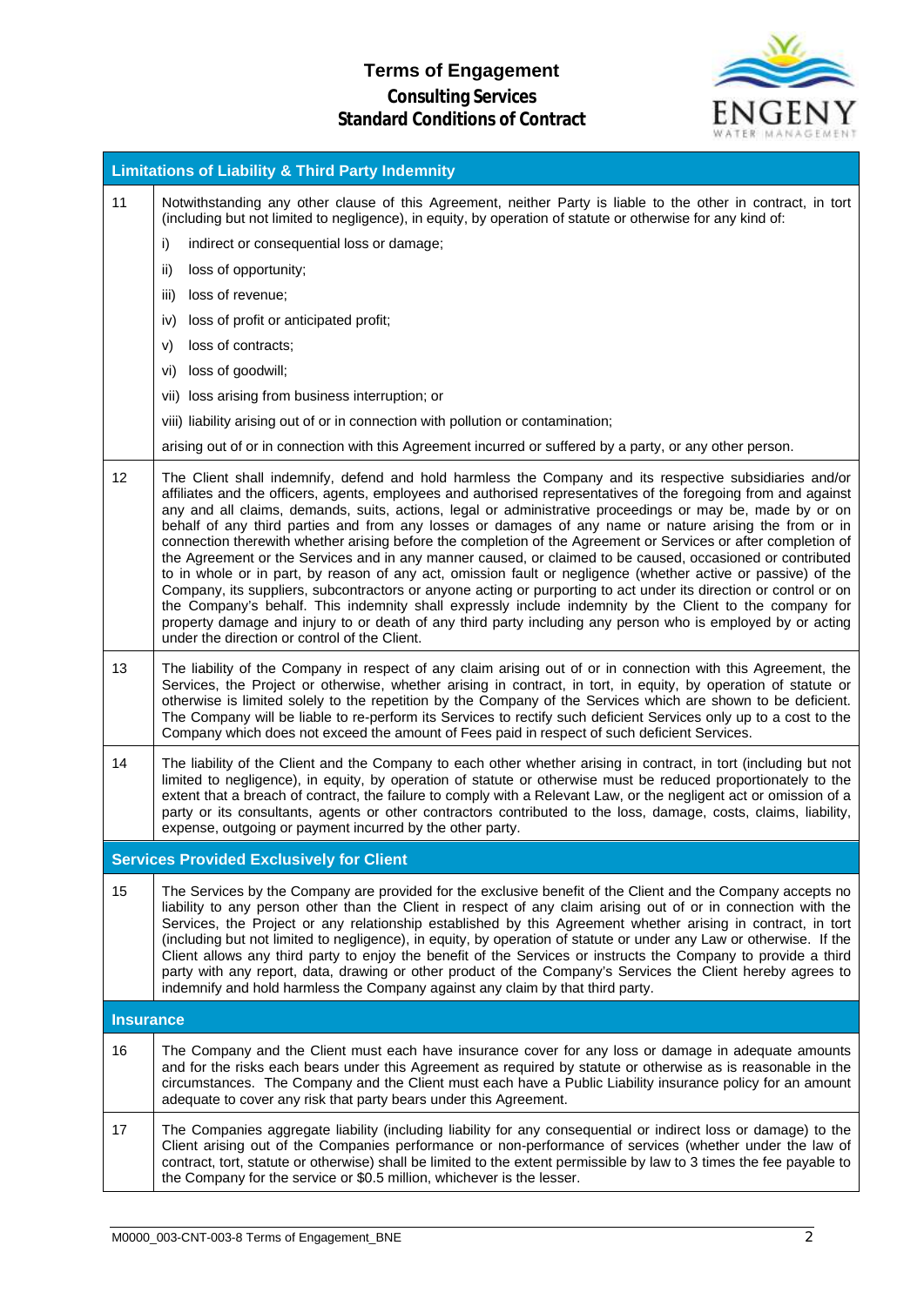# Terms of Engagement
## Consulting Services
## Standard Conditions of Contract

### Limitations of Liability & Third Party Indemnity

**11** Notwithstanding any other clause of this Agreement, neither Party is liable to the other in contract, in tort (including but not limited to negligence), in equity, by operation of statute or otherwise for any kind of:

i) indirect or consequential loss or damage;

ii) loss of opportunity;

iii) loss of revenue;

iv) loss of profit or anticipated profit;

v) loss of contracts;

vi) loss of goodwill;

vii) loss arising from business interruption; or

viii) liability arising out of or in connection with pollution or contamination;

arising out of or in connection with this Agreement incurred or suffered by a party, or any other person.

**12** The Client shall indemnify, defend and hold harmless the Company and its respective subsidiaries and/or affiliates and the officers, agents, employees and authorised representatives of the foregoing from and against any and all claims, demands, suits, actions, legal or administrative proceedings or may be, made by or on behalf of any third parties and from any losses or damages of any name or nature arising the from or in connection therewith whether arising before the completion of the Agreement or Services or after completion of the Agreement or the Services and in any manner caused, or claimed to be caused, occasioned or contributed to in whole or in part, by reason of any act, omission fault or negligence (whether active or passive) of the Company, its suppliers, subcontractors or anyone acting or purporting to act under its direction or control or on the Company's behalf. This indemnity shall expressly include indemnity by the Client to the company for property damage and injury to or death of any third party including any person who is employed by or acting under the direction or control of the Client.

**13** The liability of the Company in respect of any claim arising out of or in connection with this Agreement, the Services, the Project or otherwise, whether arising in contract, in tort, in equity, by operation of statute or otherwise is limited solely to the repetition by the Company of the Services which are shown to be deficient. The Company will be liable to re-perform its Services to rectify such deficient Services only up to a cost to the Company which does not exceed the amount of Fees paid in respect of such deficient Services.

**14** The liability of the Client and the Company to each other whether arising in contract, in tort (including but not limited to negligence), in equity, by operation of statute or otherwise must be reduced proportionately to the extent that a breach of contract, the failure to comply with a Relevant Law, or the negligent act or omission of a party or its consultants, agents or other contractors contributed to the loss, damage, costs, claims, liability, expense, outgoing or payment incurred by the other party.

### Services Provided Exclusively for Client

**15** The Services by the Company are provided for the exclusive benefit of the Client and the Company accepts no liability to any person other than the Client in respect of any claim arising out of or in connection with the Services, the Project or any relationship established by this Agreement whether arising in contract, in tort (including but not limited to negligence), in equity, by operation of statute or under any Law or otherwise. If the Client allows any third party to enjoy the benefit of the Services or instructs the Company to provide a third party with any report, data, drawing or other product of the Company's Services the Client hereby agrees to indemnify and hold harmless the Company against any claim by that third party.

### Insurance

**16** The Company and the Client must each have insurance cover for any loss or damage in adequate amounts and for the risks each bears under this Agreement as required by statute or otherwise as is reasonable in the circumstances. The Company and the Client must each have a Public Liability insurance policy for an amount adequate to cover any risk that party bears under this Agreement.

**17** The Companies aggregate liability (including liability for any consequential or indirect loss or damage) to the Client arising out of the Companies performance or non-performance of services (whether under the law of contract, tort, statute or otherwise) shall be limited to the extent permissible by law to 3 times the fee payable to the Company for the service or $0.5 million, whichever is the lesser.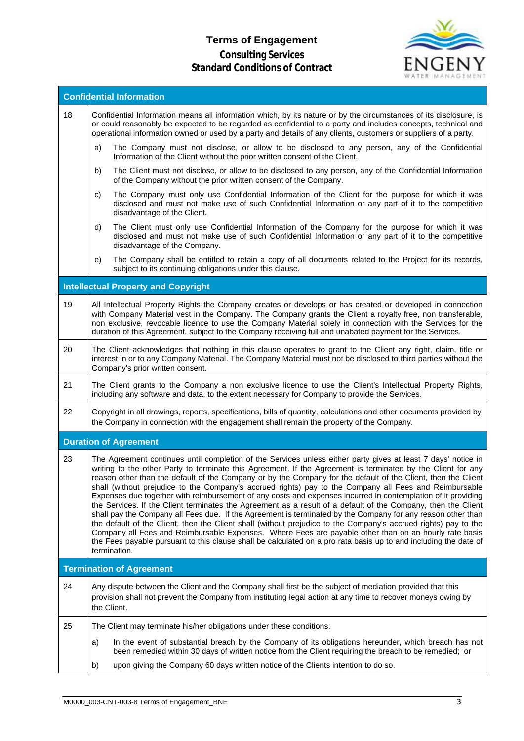# Terms of Engagement
## Consulting Services
## Standard Conditions of Contract

### Confidential Information

**18** Confidential Information means all information which, by its nature or by the circumstances of its disclosure, is or could reasonably be expected to be regarded as confidential to a party and includes concepts, technical and operational information owned or used by a party and details of any clients, customers or suppliers of a party.

a) The Company must not disclose, or allow to be disclosed to any person, any of the Confidential Information of the Client without the prior written consent of the Client.

b) The Client must not disclose, or allow to be disclosed to any person, any of the Confidential Information of the Company without the prior written consent of the Company.

c) The Company must only use Confidential Information of the Client for the purpose for which it was disclosed and must not make use of such Confidential Information or any part of it to the competitive disadvantage of the Client.

d) The Client must only use Confidential Information of the Company for the purpose for which it was disclosed and must not make use of such Confidential Information or any part of it to the competitive disadvantage of the Company.

e) The Company shall be entitled to retain a copy of all documents related to the Project for its records, subject to its continuing obligations under this clause.

### Intellectual Property and Copyright

**19** All Intellectual Property Rights the Company creates or develops or has created or developed in connection with Company Material vest in the Company. The Company grants the Client a royalty free, non transferable, non exclusive, revocable licence to use the Company Material solely in connection with the Services for the duration of this Agreement, subject to the Company receiving full and unabated payment for the Services.

**20** The Client acknowledges that nothing in this clause operates to grant to the Client any right, claim, title or interest in or to any Company Material. The Company Material must not be disclosed to third parties without the Company's prior written consent.

**21** The Client grants to the Company a non exclusive licence to use the Client's Intellectual Property Rights, including any software and data, to the extent necessary for Company to provide the Services.

**22** Copyright in all drawings, reports, specifications, bills of quantity, calculations and other documents provided by the Company in connection with the engagement shall remain the property of the Company.

### Duration of Agreement

**23** The Agreement continues until completion of the Services unless either party gives at least 7 days' notice in writing to the other Party to terminate this Agreement. If the Agreement is terminated by the Client for any reason other than the default of the Company or by the Company for the default of the Client, then the Client shall (without prejudice to the Company's accrued rights) pay to the Company all Fees and Reimbursable Expenses due together with reimbursement of any costs and expenses incurred in contemplation of it providing the Services. If the Client terminates the Agreement as a result of a default of the Company, then the Client shall pay the Company all Fees due. If the Agreement is terminated by the Company for any reason other than the default of the Client, then the Client shall (without prejudice to the Company's accrued rights) pay to the Company all Fees and Reimbursable Expenses. Where Fees are payable other than on an hourly rate basis the Fees payable pursuant to this clause shall be calculated on a pro rata basis up to and including the date of termination.

### Termination of Agreement

**24** Any dispute between the Client and the Company shall first be the subject of mediation provided that this provision shall not prevent the Company from instituting legal action at any time to recover moneys owing by the Client.

**25** The Client may terminate his/her obligations under these conditions:

a) In the event of substantial breach by the Company of its obligations hereunder, which breach has not been remedied within 30 days of written notice from the Client requiring the breach to be remedied; or

b) upon giving the Company 60 days written notice of the Clients intention to do so.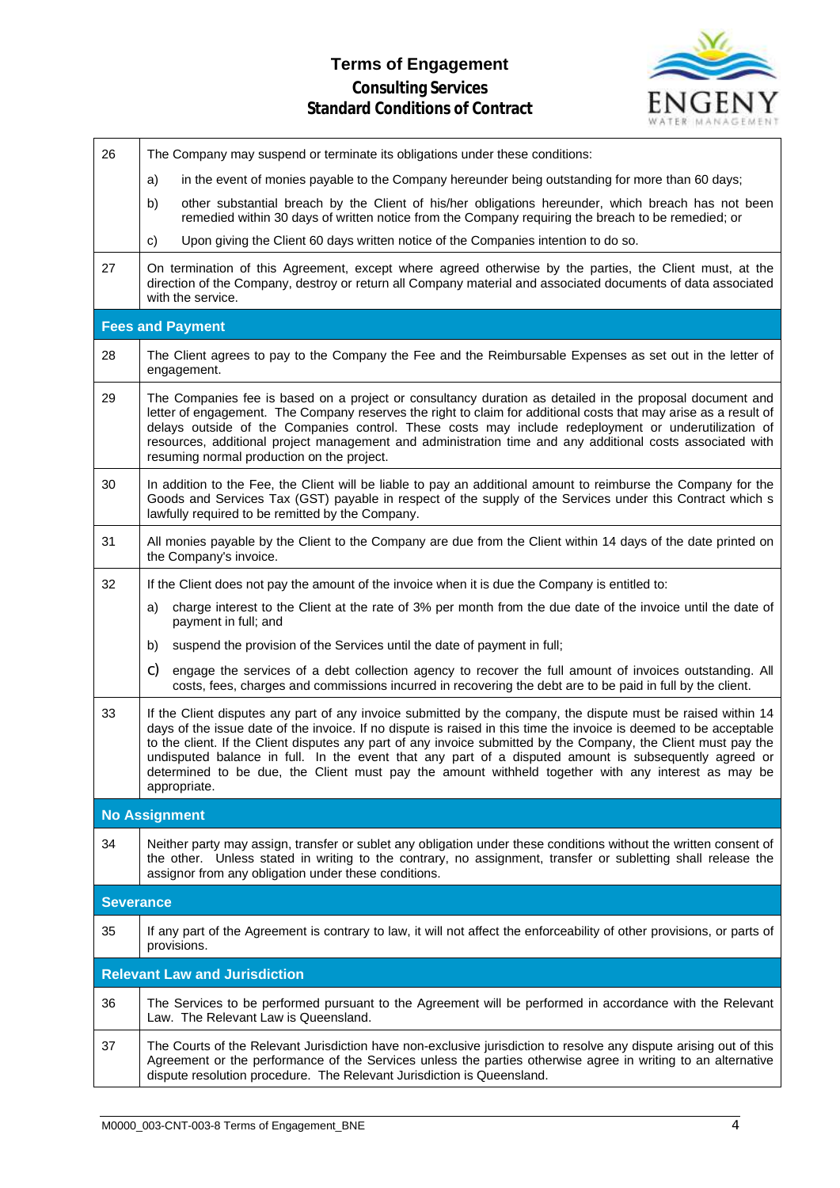| | |
|---|---|
| 26 | The Company may suspend or terminate its obligations under these conditions:<br>a) in the event of monies payable to the Company hereunder being outstanding for more than 60 days;<br>b) other substantial breach by the Client of his/her obligations hereunder, which breach has not been remedied within 30 days of written notice from the Company requiring the breach to be remedied; or<br>c) Upon giving the Client 60 days written notice of the Companies intention to do so. |
| 27 | On termination of this Agreement, except where agreed otherwise by the parties, the Client must, at the direction of the Company, destroy or return all Company material and associated documents of data associated with the service. |
| **Fees and Payment** | |
| 28 | The Client agrees to pay to the Company the Fee and the Reimbursable Expenses as set out in the letter of engagement. |
| 29 | The Companies fee is based on a project or consultancy duration as detailed in the proposal document and letter of engagement. The Company reserves the right to claim for additional costs that may arise as a result of delays outside of the Companies control. These costs may include redeployment or underutilization of resources, additional project management and administration time and any additional costs associated with resuming normal production on the project. |
| 30 | In addition to the Fee, the Client will be liable to pay an additional amount to reimburse the Company for the Goods and Services Tax (GST) payable in respect of the supply of the Services under this Contract which s lawfully required to be remitted by the Company. |
| 31 | All monies payable by the Client to the Company are due from the Client within 14 days of the date printed on the Company's invoice. |
| 32 | If the Client does not pay the amount of the invoice when it is due the Company is entitled to:<br>a) charge interest to the Client at the rate of 3% per month from the due date of the invoice until the date of payment in full; and<br>b) suspend the provision of the Services until the date of payment in full;<br>c) engage the services of a debt collection agency to recover the full amount of invoices outstanding. All costs, fees, charges and commissions incurred in recovering the debt are to be paid in full by the client. |
| 33 | If the Client disputes any part of any invoice submitted by the company, the dispute must be raised within 14 days of the issue date of the invoice. If no dispute is raised in this time the invoice is deemed to be acceptable to the client. If the Client disputes any part of any invoice submitted by the Company, the Client must pay the undisputed balance in full. In the event that any part of a disputed amount is subsequently agreed or determined to be due, the Client must pay the amount withheld together with any interest as may be appropriate. |
| **No Assignment** | |
| 34 | Neither party may assign, transfer or sublet any obligation under these conditions without the written consent of the other. Unless stated in writing to the contrary, no assignment, transfer or subletting shall release the assignor from any obligation under these conditions. |
| **Severance** | |
| 35 | If any part of the Agreement is contrary to law, it will not affect the enforceability of other provisions, or parts of provisions. |
| **Relevant Law and Jurisdiction** | |
| 36 | The Services to be performed pursuant to the Agreement will be performed in accordance with the Relevant Law. The Relevant Law is Queensland. |
| 37 | The Courts of the Relevant Jurisdiction have non-exclusive jurisdiction to resolve any dispute arising out of this Agreement or the performance of the Services unless the parties otherwise agree in writing to an alternative dispute resolution procedure. The Relevant Jurisdiction is Queensland. |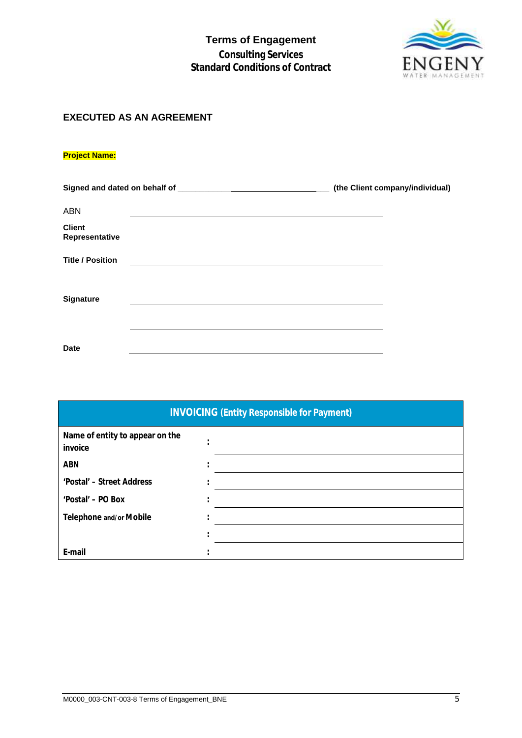# Terms of Engagement
## Consulting Services
## Standard Conditions of Contract

ENGENY
WATER MANAGEMENT

### EXECUTED AS AN AGREEMENT

**Project Name:**

**Signed and dated on behalf of** ________________________________ **(the Client company/individual)**

ABN ________________________________

**Client Representative**

**Title / Position** ________________________________

**Signature** ________________________________

________________________________

**Date** ________________________________

| **INVOICING (Entity Responsible for Payment)** | | |
|---|---|---|
| **Name of entity to appear on the invoice** | **:** | |
| **ABN** | **:** | |
| **'Postal' – Street Address** | **:** | |
| **'Postal' – PO Box** | **:** | |
| **Telephone and/or Mobile** | **:** | |
| | **:** | |
| **E-mail** | **:** | |